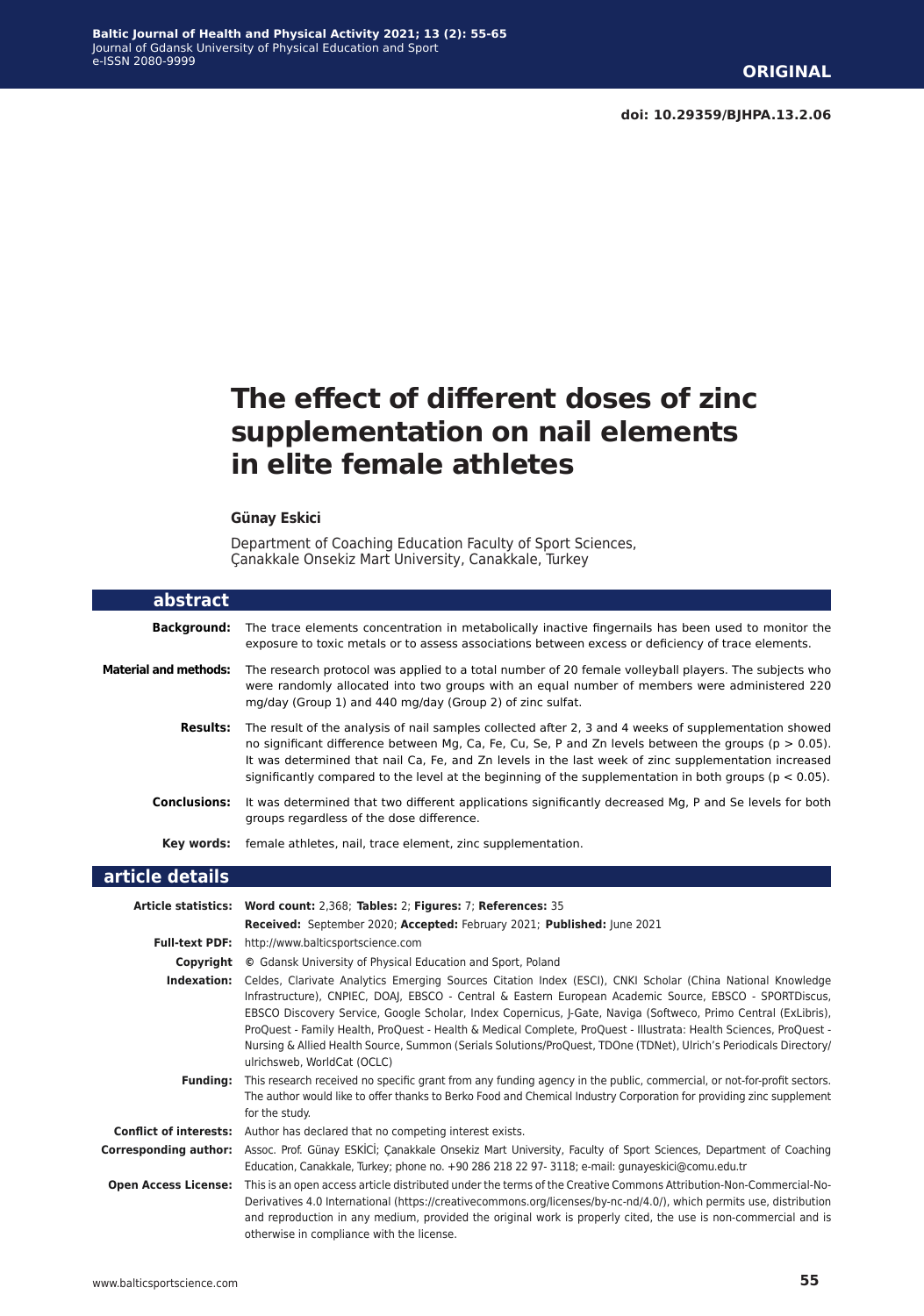**ORIGINAL**

**doi: 10.29359/BJHPA.13.2.06**

# The effect of different doses of zinc supplementation on nail elements in elite female athletes

**Günay Eskici**

Department of Coaching Education Faculty of Sport Sciences, Çanakkale Onsekiz Mart University, Canakkale, Turkey

## abstract

**Background:** The trace elements concentration in metabolically inactive fingernails has been used to monitor the exposure to toxic metals or to assess associations between excess or deficiency of trace elements.

**Material and methods:** The research protocol was applied to a total number of 20 female volleyball players. The subjects who were randomly allocated into two groups with an equal number of members were administered 220 mg/day (Group 1) and 440 mg/day (Group 2) of zinc sulfat.

**Results:** The result of the analysis of nail samples collected after 2, 3 and 4 weeks of supplementation showed no significant difference between Mg, Ca, Fe, Cu, Se, P and Zn levels between the groups ($p > 0.05$). It was determined that nail Ca, Fe, and Zn levels in the last week of zinc supplementation increased significantly compared to the level at the beginning of the supplementation in both groups ($p < 0.05$).

**Conclusions:** It was determined that two different applications significantly decreased Mg, P and Se levels for both groups regardless of the dose difference.

**Key words:** female athletes, nail, trace element, zinc supplementation.

## article details

**Article statistics:** **Word count:** 2,368; **Tables:** 2; **Figures:** 7; **References:** 35

**Received:** September 2020; **Accepted:** February 2021; **Published:** June 2021

**Full-text PDF:** http://www.balticsportscience.com

**Copyright** © Gdansk University of Physical Education and Sport, Poland

**Indexation:** Celdes, Clarivate Analytics Emerging Sources Citation Index (ESCI), CNKI Scholar (China National Knowledge Infrastructure), CNPIEC, DOAJ, EBSCO - Central & Eastern European Academic Source, EBSCO - SPORTDiscus, EBSCO Discovery Service, Google Scholar, Index Copernicus, J-Gate, Naviga (Softweco, Primo Central (ExLibris), ProQuest - Family Health, ProQuest - Health & Medical Complete, ProQuest - Illustrata: Health Sciences, ProQuest - Nursing & Allied Health Source, Summon (Serials Solutions/ProQuest, TDOne (TDNet), Ulrich's Periodicals Directory/ ulrichsweb, WorldCat (OCLC)

**Funding:** This research received no specific grant from any funding agency in the public, commercial, or not-for-profit sectors. The author would like to offer thanks to Berko Food and Chemical Industry Corporation for providing zinc supplement for the study.

**Conflict of interests:** Author has declared that no competing interest exists.

**Corresponding author:** Assoc. Prof. Günay ESKİCİ; Çanakkale Onsekiz Mart University, Faculty of Sport Sciences, Department of Coaching Education, Canakkale, Turkey; phone no. +90 286 218 22 97- 3118; e-mail: gunayeskici@comu.edu.tr

**Open Access License:** This is an open access article distributed under the terms of the Creative Commons Attribution-Non-Commercial-No-Derivatives 4.0 International (https://creativecommons.org/licenses/by-nc-nd/4.0/), which permits use, distribution and reproduction in any medium, provided the original work is properly cited, the use is non-commercial and is otherwise in compliance with the license.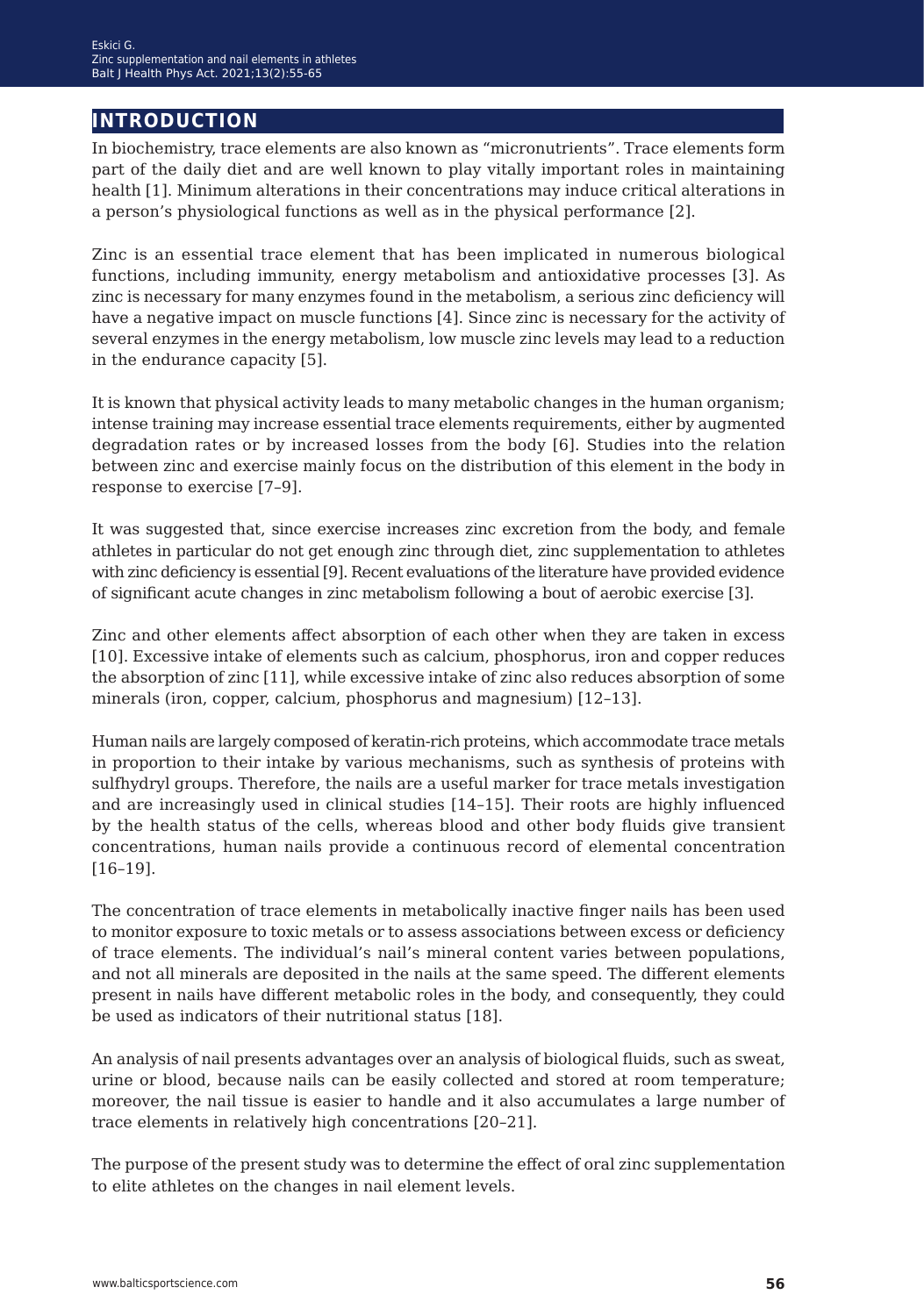## INTRODUCTION

In biochemistry, trace elements are also known as "micronutrients". Trace elements form part of the daily diet and are well known to play vitally important roles in maintaining health [1]. Minimum alterations in their concentrations may induce critical alterations in a person's physiological functions as well as in the physical performance [2].

Zinc is an essential trace element that has been implicated in numerous biological functions, including immunity, energy metabolism and antioxidative processes [3]. As zinc is necessary for many enzymes found in the metabolism, a serious zinc deficiency will have a negative impact on muscle functions [4]. Since zinc is necessary for the activity of several enzymes in the energy metabolism, low muscle zinc levels may lead to a reduction in the endurance capacity [5].

It is known that physical activity leads to many metabolic changes in the human organism; intense training may increase essential trace elements requirements, either by augmented degradation rates or by increased losses from the body [6]. Studies into the relation between zinc and exercise mainly focus on the distribution of this element in the body in response to exercise [7–9].

It was suggested that, since exercise increases zinc excretion from the body, and female athletes in particular do not get enough zinc through diet, zinc supplementation to athletes with zinc deficiency is essential [9]. Recent evaluations of the literature have provided evidence of significant acute changes in zinc metabolism following a bout of aerobic exercise [3].

Zinc and other elements affect absorption of each other when they are taken in excess [10]. Excessive intake of elements such as calcium, phosphorus, iron and copper reduces the absorption of zinc [11], while excessive intake of zinc also reduces absorption of some minerals (iron, copper, calcium, phosphorus and magnesium) [12–13].

Human nails are largely composed of keratin-rich proteins, which accommodate trace metals in proportion to their intake by various mechanisms, such as synthesis of proteins with sulfhydryl groups. Therefore, the nails are a useful marker for trace metals investigation and are increasingly used in clinical studies [14–15]. Their roots are highly influenced by the health status of the cells, whereas blood and other body fluids give transient concentrations, human nails provide a continuous record of elemental concentration [16–19].

The concentration of trace elements in metabolically inactive finger nails has been used to monitor exposure to toxic metals or to assess associations between excess or deficiency of trace elements. The individual's nail's mineral content varies between populations, and not all minerals are deposited in the nails at the same speed. The different elements present in nails have different metabolic roles in the body, and consequently, they could be used as indicators of their nutritional status [18].

An analysis of nail presents advantages over an analysis of biological fluids, such as sweat, urine or blood, because nails can be easily collected and stored at room temperature; moreover, the nail tissue is easier to handle and it also accumulates a large number of trace elements in relatively high concentrations [20–21].

The purpose of the present study was to determine the effect of oral zinc supplementation to elite athletes on the changes in nail element levels.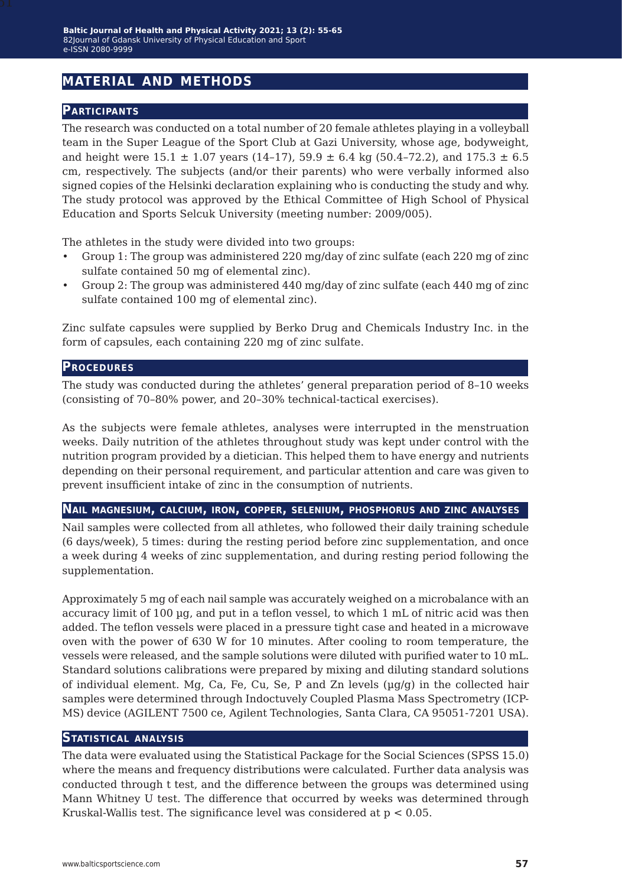# MATERIAL AND METHODS

## Participants

The research was conducted on a total number of 20 female athletes playing in a volleyball team in the Super League of the Sport Club at Gazi University, whose age, bodyweight, and height were 15.1 ± 1.07 years (14–17), 59.9 ± 6.4 kg (50.4–72.2), and 175.3 ± 6.5 cm, respectively. The subjects (and/or their parents) who were verbally informed also signed copies of the Helsinki declaration explaining who is conducting the study and why. The study protocol was approved by the Ethical Committee of High School of Physical Education and Sports Selcuk University (meeting number: 2009/005).

The athletes in the study were divided into two groups:

- Group 1: The group was administered 220 mg/day of zinc sulfate (each 220 mg of zinc sulfate contained 50 mg of elemental zinc).
- Group 2: The group was administered 440 mg/day of zinc sulfate (each 440 mg of zinc sulfate contained 100 mg of elemental zinc).

Zinc sulfate capsules were supplied by Berko Drug and Chemicals Industry Inc. in the form of capsules, each containing 220 mg of zinc sulfate.

## Procedures

The study was conducted during the athletes' general preparation period of 8–10 weeks (consisting of 70–80% power, and 20–30% technical-tactical exercises).

As the subjects were female athletes, analyses were interrupted in the menstruation weeks. Daily nutrition of the athletes throughout study was kept under control with the nutrition program provided by a dietician. This helped them to have energy and nutrients depending on their personal requirement, and particular attention and care was given to prevent insufficient intake of zinc in the consumption of nutrients.

## Nail magnesium, calcium, iron, copper, selenium, phosphorus and zinc analyses

Nail samples were collected from all athletes, who followed their daily training schedule (6 days/week), 5 times: during the resting period before zinc supplementation, and once a week during 4 weeks of zinc supplementation, and during resting period following the supplementation.

Approximately 5 mg of each nail sample was accurately weighed on a microbalance with an accuracy limit of 100 µg, and put in a teflon vessel, to which 1 mL of nitric acid was then added. The teflon vessels were placed in a pressure tight case and heated in a microwave oven with the power of 630 W for 10 minutes. After cooling to room temperature, the vessels were released, and the sample solutions were diluted with purified water to 10 mL. Standard solutions calibrations were prepared by mixing and diluting standard solutions of individual element. Mg, Ca, Fe, Cu, Se, P and Zn levels (µg/g) in the collected hair samples were determined through Indoctuvely Coupled Plasma Mass Spectrometry (ICP-MS) device (AGILENT 7500 ce, Agilent Technologies, Santa Clara, CA 95051-7201 USA).

## Statistical analysis

The data were evaluated using the Statistical Package for the Social Sciences (SPSS 15.0) where the means and frequency distributions were calculated. Further data analysis was conducted through t test, and the difference between the groups was determined using Mann Whitney U test. The difference that occurred by weeks was determined through Kruskal-Wallis test. The significance level was considered at $p < 0.05$.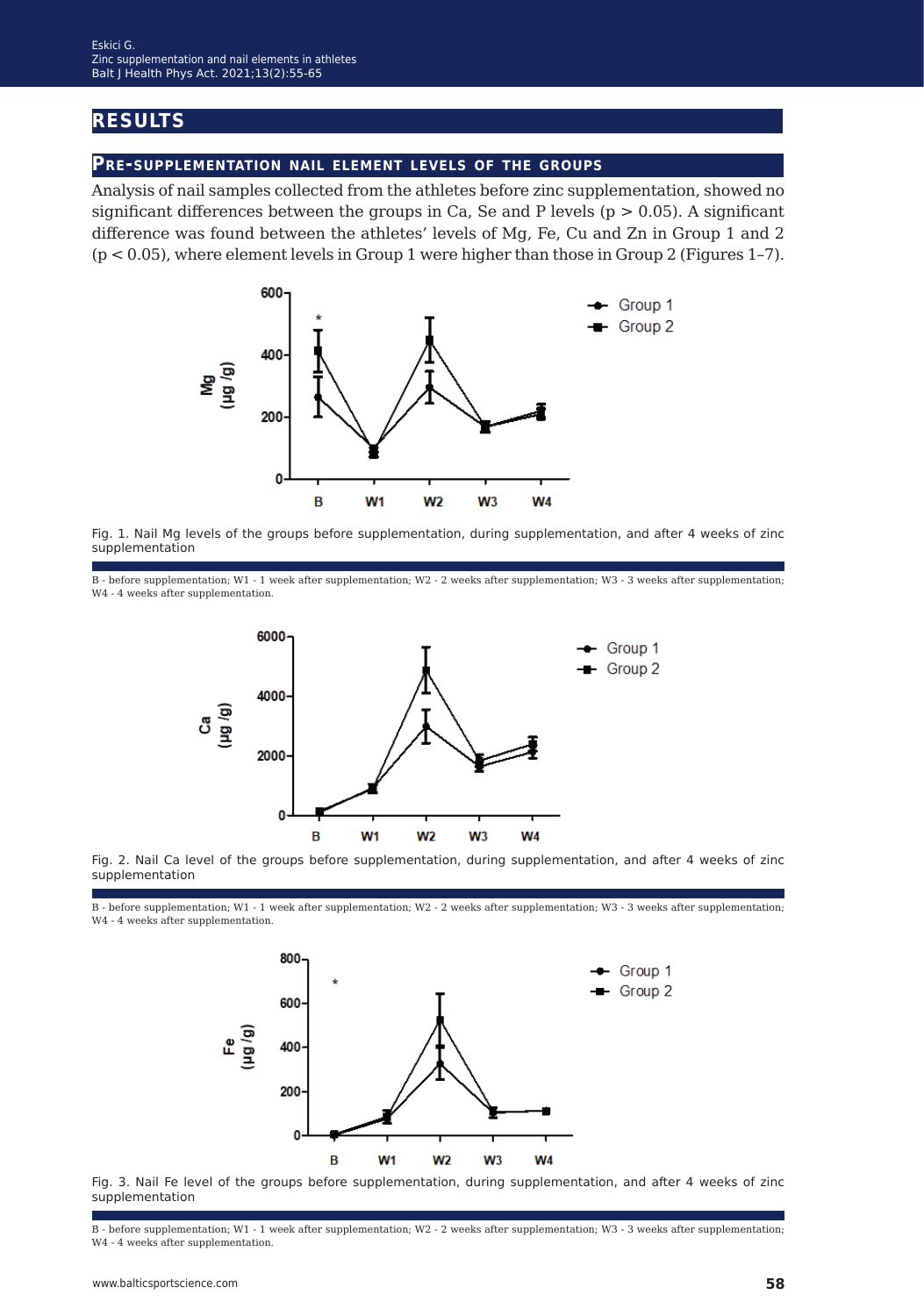# RESULTS

## Pre-supplementation nail element levels of the groups

Analysis of nail samples collected from the athletes before zinc supplementation, showed no significant differences between the groups in Ca, Se and P levels ($p > 0.05$). A significant difference was found between the athletes' levels of Mg, Fe, Cu and Zn in Group 1 and 2 ($p < 0.05$), where element levels in Group 1 were higher than those in Group 2 (Figures 1–7).

Fig. 1. Nail Mg levels of the groups before supplementation, during supplementation, and after 4 weeks of zinc supplementation

B - before supplementation; W1 - 1 week after supplementation; W2 - 2 weeks after supplementation; W3 - 3 weeks after supplementation; W4 - 4 weeks after supplementation.

Fig. 2. Nail Ca level of the groups before supplementation, during supplementation, and after 4 weeks of zinc supplementation

B - before supplementation; W1 - 1 week after supplementation; W2 - 2 weeks after supplementation; W3 - 3 weeks after supplementation; W4 - 4 weeks after supplementation.

Fig. 3. Nail Fe level of the groups before supplementation, during supplementation, and after 4 weeks of zinc supplementation

B - before supplementation; W1 - 1 week after supplementation; W2 - 2 weeks after supplementation; W3 - 3 weeks after supplementation; W4 - 4 weeks after supplementation.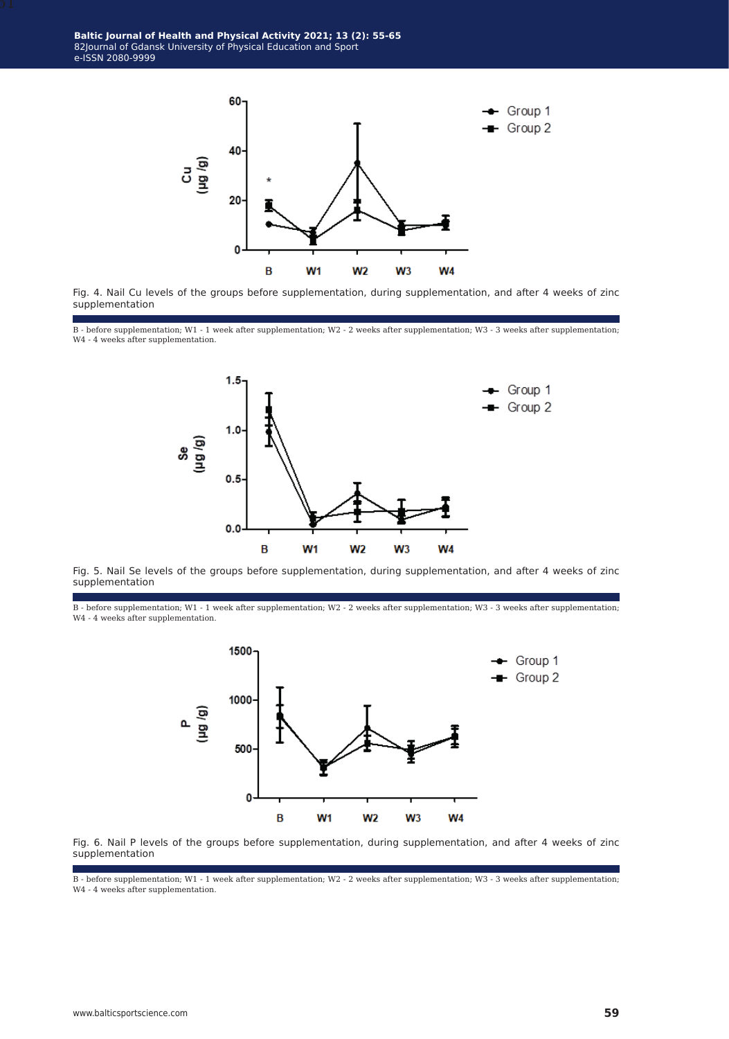Fig. 4. Nail Cu levels of the groups before supplementation, during supplementation, and after 4 weeks of zinc supplementation

B - before supplementation; W1 - 1 week after supplementation; W2 - 2 weeks after supplementation; W3 - 3 weeks after supplementation; W4 - 4 weeks after supplementation.

Fig. 5. Nail Se levels of the groups before supplementation, during supplementation, and after 4 weeks of zinc supplementation

B - before supplementation; W1 - 1 week after supplementation; W2 - 2 weeks after supplementation; W3 - 3 weeks after supplementation; W4 - 4 weeks after supplementation.

Fig. 6. Nail P levels of the groups before supplementation, during supplementation, and after 4 weeks of zinc supplementation

B - before supplementation; W1 - 1 week after supplementation; W2 - 2 weeks after supplementation; W3 - 3 weeks after supplementation; W4 - 4 weeks after supplementation.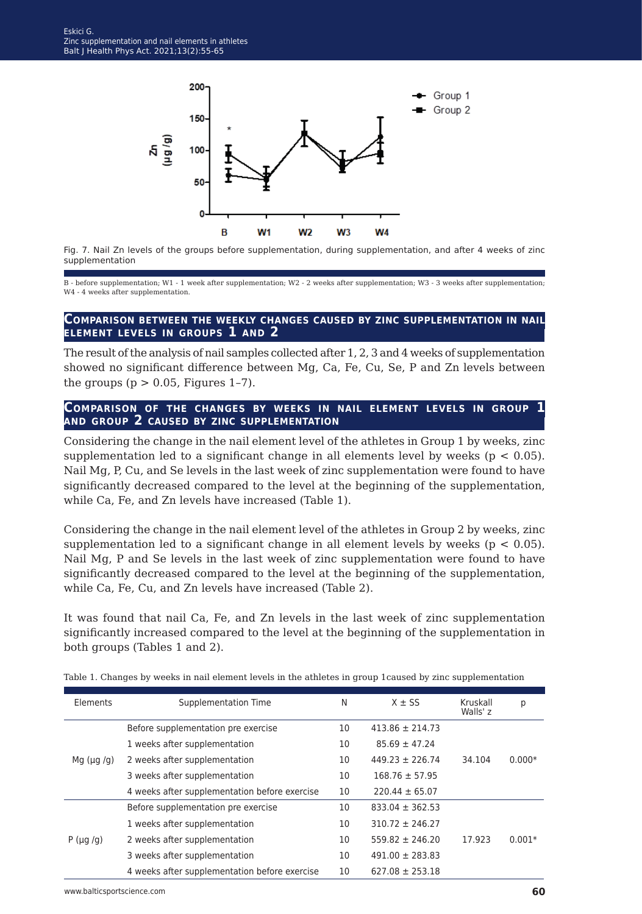Fig. 7. Nail Zn levels of the groups before supplementation, during supplementation, and after 4 weeks of zinc supplementation

B - before supplementation; W1 - 1 week after supplementation; W2 - 2 weeks after supplementation; W3 - 3 weeks after supplementation; W4 - 4 weeks after supplementation.

## Comparison between the weekly changes caused by zinc supplementation in nail element levels in groups 1 and 2

The result of the analysis of nail samples collected after 1, 2, 3 and 4 weeks of supplementation showed no significant difference between Mg, Ca, Fe, Cu, Se, P and Zn levels between the groups ($p > 0.05$, Figures 1–7).

## Comparison of the changes by weeks in nail element levels in group 1 and group 2 caused by zinc supplementation

Considering the change in the nail element level of the athletes in Group 1 by weeks, zinc supplementation led to a significant change in all elements level by weeks ($p < 0.05$). Nail Mg, P, Cu, and Se levels in the last week of zinc supplementation were found to have significantly decreased compared to the level at the beginning of the supplementation, while Ca, Fe, and Zn levels have increased (Table 1).

Considering the change in the nail element level of the athletes in Group 2 by weeks, zinc supplementation led to a significant change in all element levels by weeks ($p < 0.05$). Nail Mg, P and Se levels in the last week of zinc supplementation were found to have significantly decreased compared to the level at the beginning of the supplementation, while Ca, Fe, Cu, and Zn levels have increased (Table 2).

It was found that nail Ca, Fe, and Zn levels in the last week of zinc supplementation significantly increased compared to the level at the beginning of the supplementation in both groups (Tables 1 and 2).

Table 1. Changes by weeks in nail element levels in the athletes in group 1caused by zinc supplementation

| Elements | Supplementation Time | N | X ± SS | Kruskall Walls' z | p |
|---|---|---|---|---|---|
| Mg (µg /g) | Before supplementation pre exercise | 10 | 413.86 ± 214.73 | 34.104 | 0.000* |
| | 1 weeks after supplementation | 10 | 85.69 ± 47.24 | | |
| | 2 weeks after supplementation | 10 | 449.23 ± 226.74 | | |
| | 3 weeks after supplementation | 10 | 168.76 ± 57.95 | | |
| | 4 weeks after supplementation before exercise | 10 | 220.44 ± 65.07 | | |
| P (µg /g) | Before supplementation pre exercise | 10 | 833.04 ± 362.53 | 17.923 | 0.001* |
| | 1 weeks after supplementation | 10 | 310.72 ± 246.27 | | |
| | 2 weeks after supplementation | 10 | 559.82 ± 246.20 | | |
| | 3 weeks after supplementation | 10 | 491.00 ± 283.83 | | |
| | 4 weeks after supplementation before exercise | 10 | 627.08 ± 253.18 | | |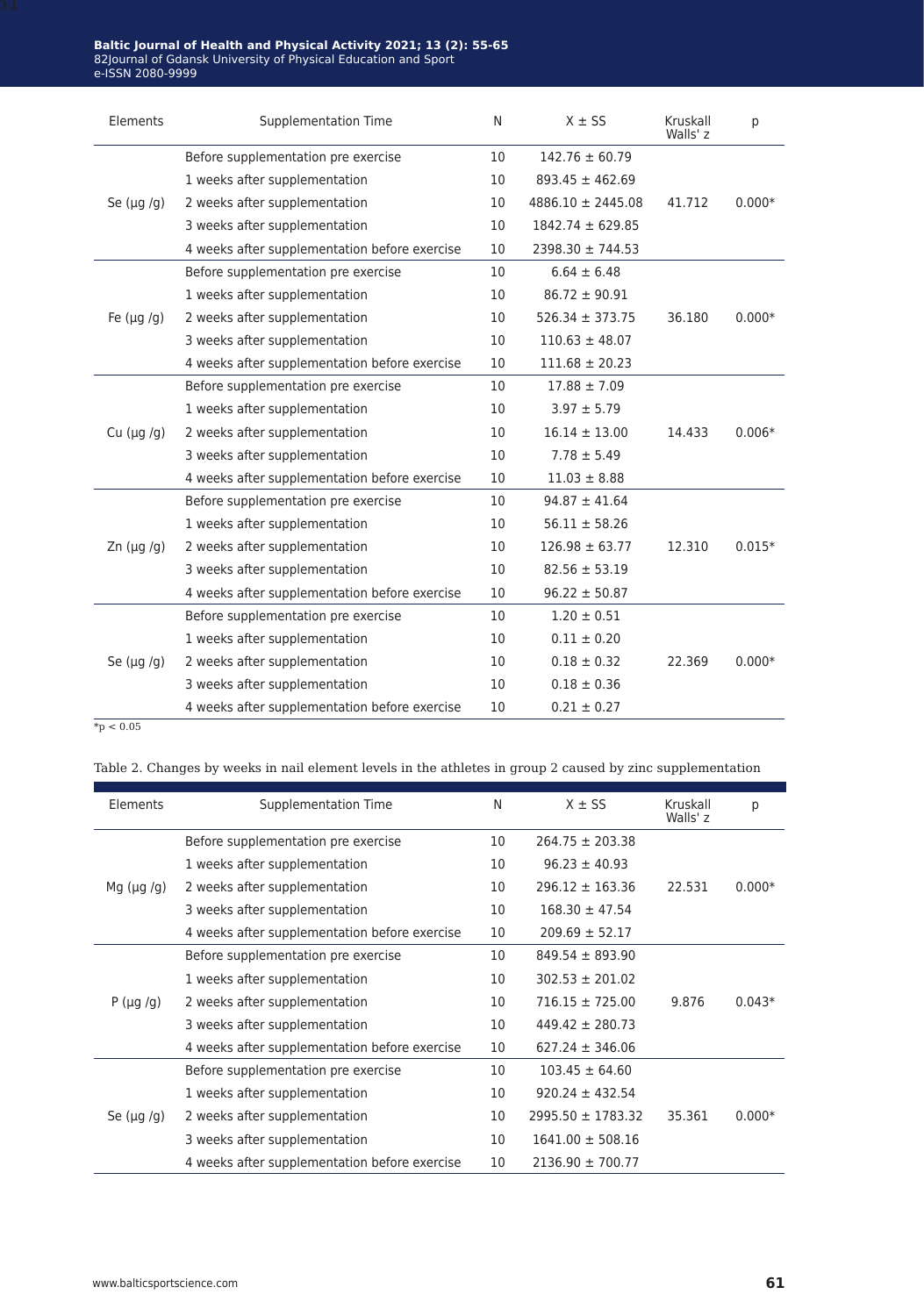| Elements | Supplementation Time | N | X ± SS | Kruskall Walls' z | p |
|---|---|---|---|---|---|
| Se (µg /g) | Before supplementation pre exercise | 10 | 142.76 ± 60.79 | 41.712 | 0.000* |
| | 1 weeks after supplementation | 10 | 893.45 ± 462.69 | | |
| | 2 weeks after supplementation | 10 | 4886.10 ± 2445.08 | | |
| | 3 weeks after supplementation | 10 | 1842.74 ± 629.85 | | |
| | 4 weeks after supplementation before exercise | 10 | 2398.30 ± 744.53 | | |
| Fe (µg /g) | Before supplementation pre exercise | 10 | 6.64 ± 6.48 | 36.180 | 0.000* |
| | 1 weeks after supplementation | 10 | 86.72 ± 90.91 | | |
| | 2 weeks after supplementation | 10 | 526.34 ± 373.75 | | |
| | 3 weeks after supplementation | 10 | 110.63 ± 48.07 | | |
| | 4 weeks after supplementation before exercise | 10 | 111.68 ± 20.23 | | |
| Cu (µg /g) | Before supplementation pre exercise | 10 | 17.88 ± 7.09 | 14.433 | 0.006* |
| | 1 weeks after supplementation | 10 | 3.97 ± 5.79 | | |
| | 2 weeks after supplementation | 10 | 16.14 ± 13.00 | | |
| | 3 weeks after supplementation | 10 | 7.78 ± 5.49 | | |
| | 4 weeks after supplementation before exercise | 10 | 11.03 ± 8.88 | | |
| Zn (µg /g) | Before supplementation pre exercise | 10 | 94.87 ± 41.64 | 12.310 | 0.015* |
| | 1 weeks after supplementation | 10 | 56.11 ± 58.26 | | |
| | 2 weeks after supplementation | 10 | 126.98 ± 63.77 | | |
| | 3 weeks after supplementation | 10 | 82.56 ± 53.19 | | |
| | 4 weeks after supplementation before exercise | 10 | 96.22 ± 50.87 | | |
| Se (µg /g) | Before supplementation pre exercise | 10 | 1.20 ± 0.51 | 22.369 | 0.000* |
| | 1 weeks after supplementation | 10 | 0.11 ± 0.20 | | |
| | 2 weeks after supplementation | 10 | 0.18 ± 0.32 | | |
| | 3 weeks after supplementation | 10 | 0.18 ± 0.36 | | |
| | 4 weeks after supplementation before exercise | 10 | 0.21 ± 0.27 | | |

*$p < 0.05$

Table 2. Changes by weeks in nail element levels in the athletes in group 2 caused by zinc supplementation

| Elements | Supplementation Time | N | X ± SS | Kruskall Walls' z | p |
|---|---|---|---|---|---|
| Mg (µg /g) | Before supplementation pre exercise | 10 | 264.75 ± 203.38 | 22.531 | 0.000* |
| | 1 weeks after supplementation | 10 | 96.23 ± 40.93 | | |
| | 2 weeks after supplementation | 10 | 296.12 ± 163.36 | | |
| | 3 weeks after supplementation | 10 | 168.30 ± 47.54 | | |
| | 4 weeks after supplementation before exercise | 10 | 209.69 ± 52.17 | | |
| P (µg /g) | Before supplementation pre exercise | 10 | 849.54 ± 893.90 | 9.876 | 0.043* |
| | 1 weeks after supplementation | 10 | 302.53 ± 201.02 | | |
| | 2 weeks after supplementation | 10 | 716.15 ± 725.00 | | |
| | 3 weeks after supplementation | 10 | 449.42 ± 280.73 | | |
| | 4 weeks after supplementation before exercise | 10 | 627.24 ± 346.06 | | |
| Se (µg /g) | Before supplementation pre exercise | 10 | 103.45 ± 64.60 | 35.361 | 0.000* |
| | 1 weeks after supplementation | 10 | 920.24 ± 432.54 | | |
| | 2 weeks after supplementation | 10 | 2995.50 ± 1783.32 | | |
| | 3 weeks after supplementation | 10 | 1641.00 ± 508.16 | | |
| | 4 weeks after supplementation before exercise | 10 | 2136.90 ± 700.77 | | |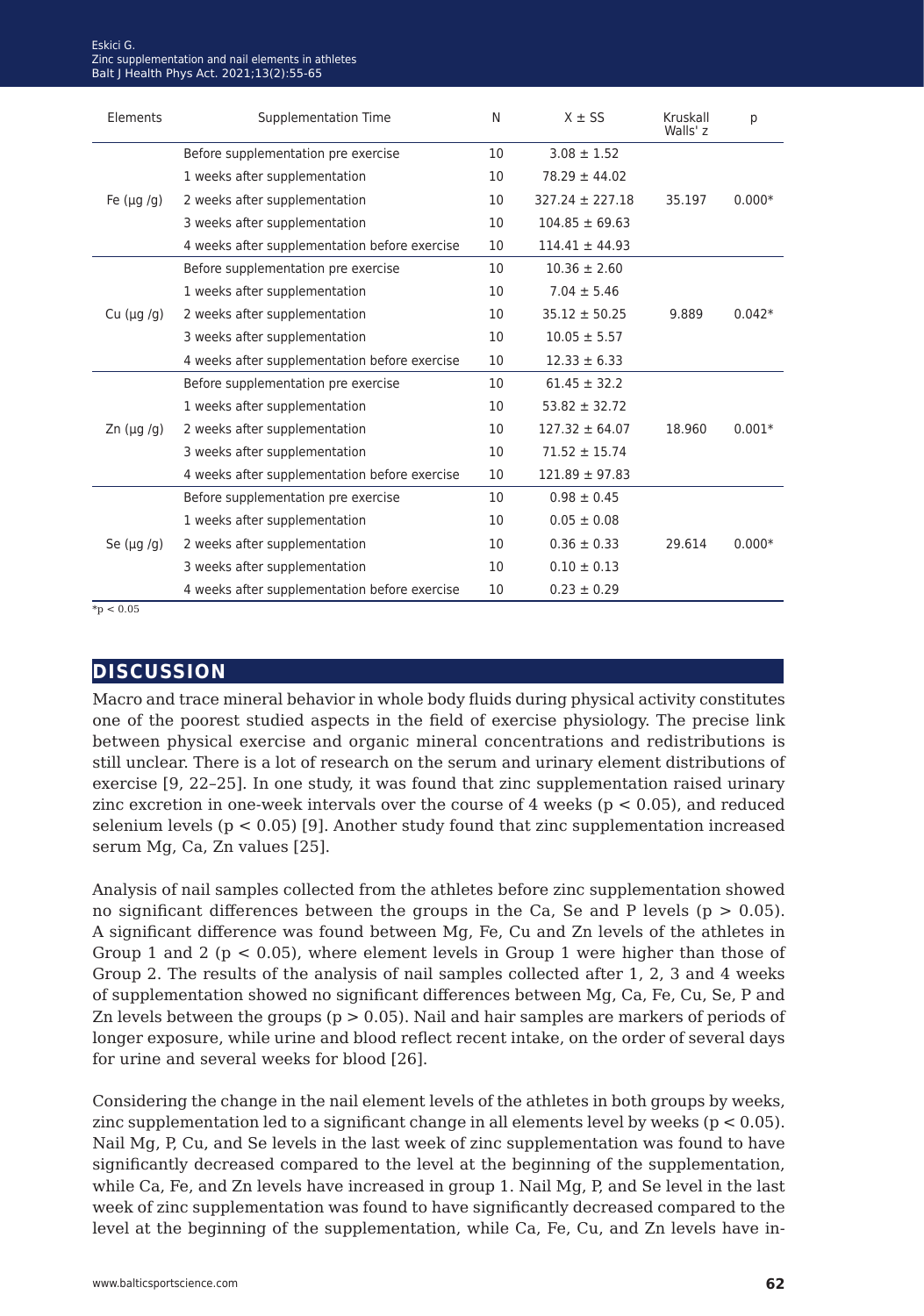| Elements | Supplementation Time | N | X ± SS | Kruskall Walls' z | p |
|---|---|---|---|---|---|
| Fe (µg /g) | Before supplementation pre exercise | 10 | 3.08 ± 1.52 | 35.197 | 0.000* |
| | 1 weeks after supplementation | 10 | 78.29 ± 44.02 | | |
| | 2 weeks after supplementation | 10 | 327.24 ± 227.18 | | |
| | 3 weeks after supplementation | 10 | 104.85 ± 69.63 | | |
| | 4 weeks after supplementation before exercise | 10 | 114.41 ± 44.93 | | |
| Cu (µg /g) | Before supplementation pre exercise | 10 | 10.36 ± 2.60 | 9.889 | 0.042* |
| | 1 weeks after supplementation | 10 | 7.04 ± 5.46 | | |
| | 2 weeks after supplementation | 10 | 35.12 ± 50.25 | | |
| | 3 weeks after supplementation | 10 | 10.05 ± 5.57 | | |
| | 4 weeks after supplementation before exercise | 10 | 12.33 ± 6.33 | | |
| Zn (µg /g) | Before supplementation pre exercise | 10 | 61.45 ± 32.2 | 18.960 | 0.001* |
| | 1 weeks after supplementation | 10 | 53.82 ± 32.72 | | |
| | 2 weeks after supplementation | 10 | 127.32 ± 64.07 | | |
| | 3 weeks after supplementation | 10 | 71.52 ± 15.74 | | |
| | 4 weeks after supplementation before exercise | 10 | 121.89 ± 97.83 | | |
| Se (µg /g) | Before supplementation pre exercise | 10 | 0.98 ± 0.45 | 29.614 | 0.000* |
| | 1 weeks after supplementation | 10 | 0.05 ± 0.08 | | |
| | 2 weeks after supplementation | 10 | 0.36 ± 0.33 | | |
| | 3 weeks after supplementation | 10 | 0.10 ± 0.13 | | |
| | 4 weeks after supplementation before exercise | 10 | 0.23 ± 0.29 | | |

*$p < 0.05$

## DISCUSSION

Macro and trace mineral behavior in whole body fluids during physical activity constitutes one of the poorest studied aspects in the field of exercise physiology. The precise link between physical exercise and organic mineral concentrations and redistributions is still unclear. There is a lot of research on the serum and urinary element distributions of exercise [9, 22–25]. In one study, it was found that zinc supplementation raised urinary zinc excretion in one-week intervals over the course of 4 weeks ($p < 0.05$), and reduced selenium levels ($p < 0.05$) [9]. Another study found that zinc supplementation increased serum Mg, Ca, Zn values [25].

Analysis of nail samples collected from the athletes before zinc supplementation showed no significant differences between the groups in the Ca, Se and P levels ($p > 0.05$). A significant difference was found between Mg, Fe, Cu and Zn levels of the athletes in Group 1 and 2 ($p < 0.05$), where element levels in Group 1 were higher than those of Group 2. The results of the analysis of nail samples collected after 1, 2, 3 and 4 weeks of supplementation showed no significant differences between Mg, Ca, Fe, Cu, Se, P and Zn levels between the groups ($p > 0.05$). Nail and hair samples are markers of periods of longer exposure, while urine and blood reflect recent intake, on the order of several days for urine and several weeks for blood [26].

Considering the change in the nail element levels of the athletes in both groups by weeks, zinc supplementation led to a significant change in all elements level by weeks ($p < 0.05$). Nail Mg, P, Cu, and Se levels in the last week of zinc supplementation was found to have significantly decreased compared to the level at the beginning of the supplementation, while Ca, Fe, and Zn levels have increased in group 1. Nail Mg, P, and Se level in the last week of zinc supplementation was found to have significantly decreased compared to the level at the beginning of the supplementation, while Ca, Fe, Cu, and Zn levels have in-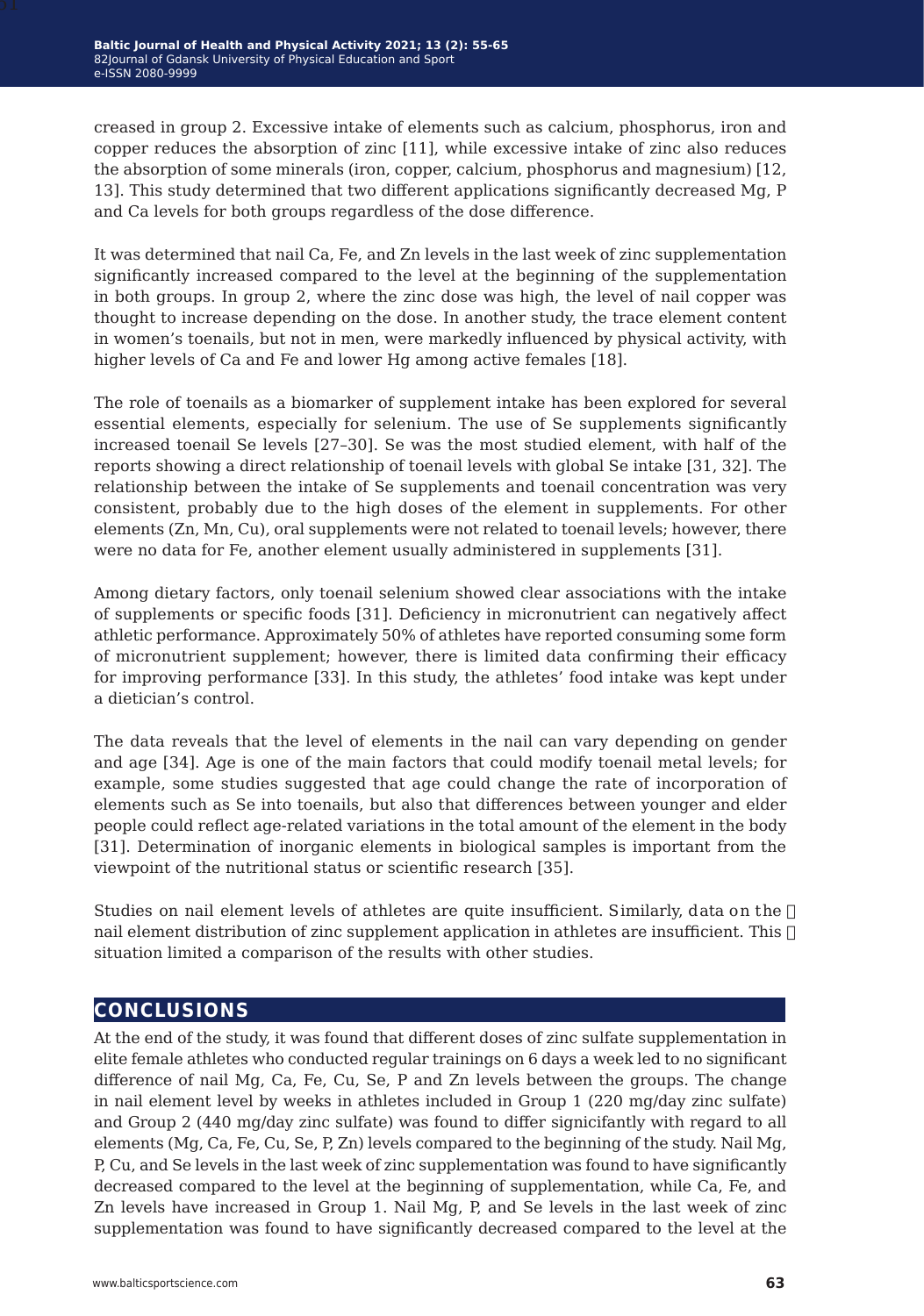creased in group 2. Excessive intake of elements such as calcium, phosphorus, iron and copper reduces the absorption of zinc [11], while excessive intake of zinc also reduces the absorption of some minerals (iron, copper, calcium, phosphorus and magnesium) [12, 13]. This study determined that two different applications significantly decreased Mg, P and Ca levels for both groups regardless of the dose difference.

It was determined that nail Ca, Fe, and Zn levels in the last week of zinc supplementation significantly increased compared to the level at the beginning of the supplementation in both groups. In group 2, where the zinc dose was high, the level of nail copper was thought to increase depending on the dose. In another study, the trace element content in women's toenails, but not in men, were markedly influenced by physical activity, with higher levels of Ca and Fe and lower Hg among active females [18].

The role of toenails as a biomarker of supplement intake has been explored for several essential elements, especially for selenium. The use of Se supplements significantly increased toenail Se levels [27–30]. Se was the most studied element, with half of the reports showing a direct relationship of toenail levels with global Se intake [31, 32]. The relationship between the intake of Se supplements and toenail concentration was very consistent, probably due to the high doses of the element in supplements. For other elements (Zn, Mn, Cu), oral supplements were not related to toenail levels; however, there were no data for Fe, another element usually administered in supplements [31].

Among dietary factors, only toenail selenium showed clear associations with the intake of supplements or specific foods [31]. Deficiency in micronutrient can negatively affect athletic performance. Approximately 50% of athletes have reported consuming some form of micronutrient supplement; however, there is limited data confirming their efficacy for improving performance [33]. In this study, the athletes' food intake was kept under a dietician's control.

The data reveals that the level of elements in the nail can vary depending on gender and age [34]. Age is one of the main factors that could modify toenail metal levels; for example, some studies suggested that age could change the rate of incorporation of elements such as Se into toenails, but also that differences between younger and elder people could reflect age-related variations in the total amount of the element in the body [31]. Determination of inorganic elements in biological samples is important from the viewpoint of the nutritional status or scientific research [35].

Studies on nail element levels of athletes are quite insufficient. Similarly, data on the nail element distribution of zinc supplement application in athletes are insufficient. This situation limited a comparison of the results with other studies.

## CONCLUSIONS

At the end of the study, it was found that different doses of zinc sulfate supplementation in elite female athletes who conducted regular trainings on 6 days a week led to no significant difference of nail Mg, Ca, Fe, Cu, Se, P and Zn levels between the groups. The change in nail element level by weeks in athletes included in Group 1 (220 mg/day zinc sulfate) and Group 2 (440 mg/day zinc sulfate) was found to differ signicifantly with regard to all elements (Mg, Ca, Fe, Cu, Se, P, Zn) levels compared to the beginning of the study. Nail Mg, P, Cu, and Se levels in the last week of zinc supplementation was found to have significantly decreased compared to the level at the beginning of supplementation, while Ca, Fe, and Zn levels have increased in Group 1. Nail Mg, P, and Se levels in the last week of zinc supplementation was found to have significantly decreased compared to the level at the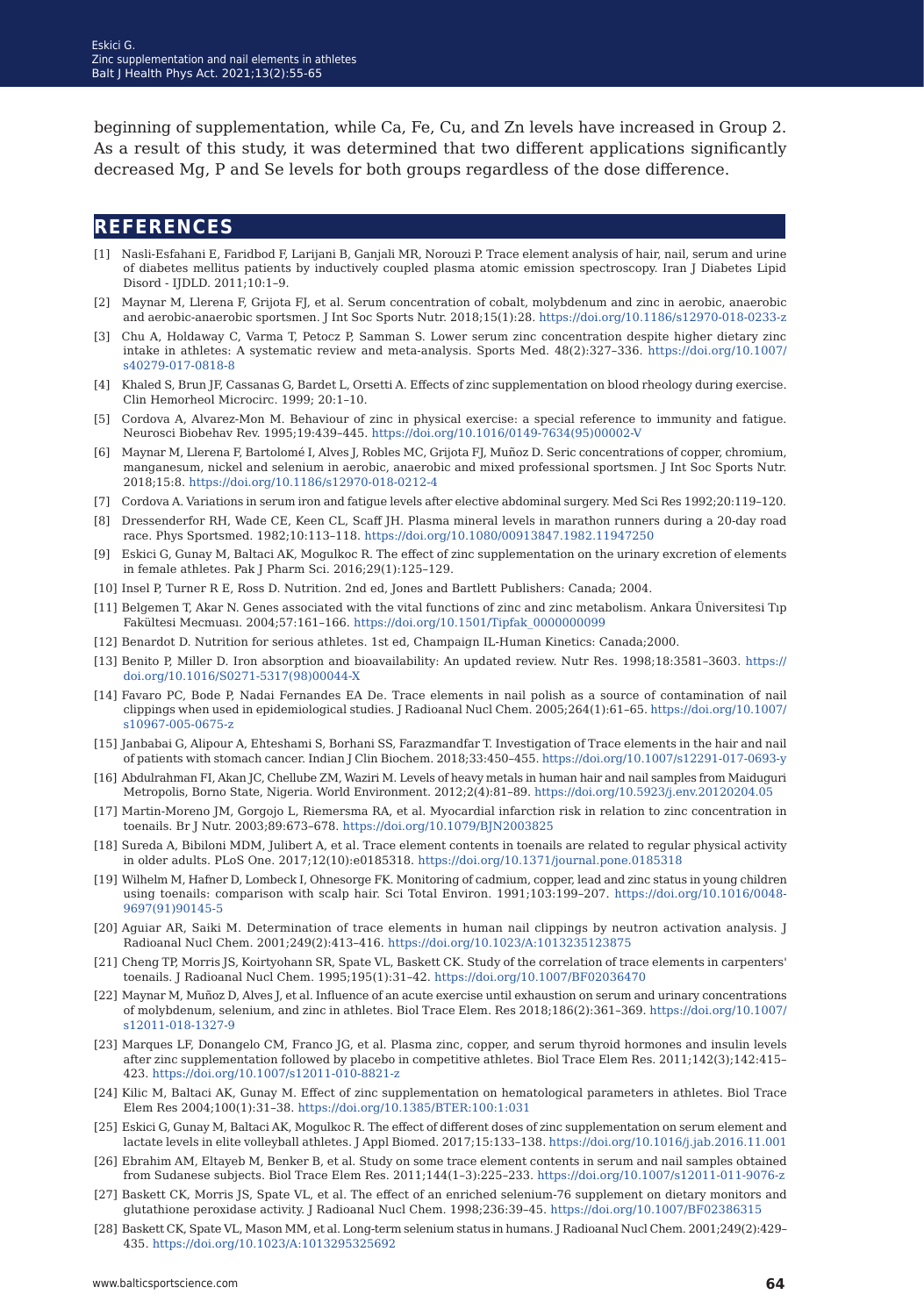beginning of supplementation, while Ca, Fe, Cu, and Zn levels have increased in Group 2. As a result of this study, it was determined that two different applications significantly decreased Mg, P and Se levels for both groups regardless of the dose difference.

## REFERENCES

[1] Nasli-Esfahani E, Faridbod F, Larijani B, Ganjali MR, Norouzi P. Trace element analysis of hair, nail, serum and urine of diabetes mellitus patients by inductively coupled plasma atomic emission spectroscopy. Iran J Diabetes Lipid Disord - IJDLD. 2011;10:1–9.

[2] Maynar M, Llerena F, Grijota FJ, et al. Serum concentration of cobalt, molybdenum and zinc in aerobic, anaerobic and aerobic-anaerobic sportsmen. J Int Soc Sports Nutr. 2018;15(1):28. https://doi.org/10.1186/s12970-018-0233-z

[3] Chu A, Holdaway C, Varma T, Petocz P, Samman S. Lower serum zinc concentration despite higher dietary zinc intake in athletes: A systematic review and meta-analysis. Sports Med. 48(2):327–336. https://doi.org/10.1007/s40279-017-0818-8

[4] Khaled S, Brun JF, Cassanas G, Bardet L, Orsetti A. Effects of zinc supplementation on blood rheology during exercise. Clin Hemorheol Microcirc. 1999; 20:1–10.

[5] Cordova A, Alvarez-Mon M. Behaviour of zinc in physical exercise: a special reference to immunity and fatigue. Neurosci Biobehav Rev. 1995;19:439–445. https://doi.org/10.1016/0149-7634(95)00002-V

[6] Maynar M, Llerena F, Bartolomé I, Alves J, Robles MC, Grijota FJ, Muñoz D. Seric concentrations of copper, chromium, manganesum, nickel and selenium in aerobic, anaerobic and mixed professional sportsmen. J Int Soc Sports Nutr. 2018;15:8. https://doi.org/10.1186/s12970-018-0212-4

[7] Cordova A. Variations in serum iron and fatigue levels after elective abdominal surgery. Med Sci Res 1992;20:119–120.

[8] Dressenderfor RH, Wade CE, Keen CL, Scaff JH. Plasma mineral levels in marathon runners during a 20-day road race. Phys Sportsmed. 1982;10:113–118. https://doi.org/10.1080/00913847.1982.11947250

[9] Eskici G, Gunay M, Baltaci AK, Mogulkoc R. The effect of zinc supplementation on the urinary excretion of elements in female athletes. Pak J Pharm Sci. 2016;29(1):125–129.

[10] Insel P, Turner R E, Ross D. Nutrition. 2nd ed, Jones and Bartlett Publishers: Canada; 2004.

[11] Belgemen T, Akar N. Genes associated with the vital functions of zinc and zinc metabolism. Ankara Üniversitesi Tıp Fakültesi Mecmuası. 2004;57:161–166. https://doi.org/10.1501/Tipfak_0000000099

[12] Benardot D. Nutrition for serious athletes. 1st ed, Champaign IL-Human Kinetics: Canada;2000.

[13] Benito P, Miller D. Iron absorption and bioavailability: An updated review. Nutr Res. 1998;18:3581–3603. https://doi.org/10.1016/S0271-5317(98)00044-X

[14] Favaro PC, Bode P, Nadai Fernandes EA De. Trace elements in nail polish as a source of contamination of nail clippings when used in epidemiological studies. J Radioanal Nucl Chem. 2005;264(1):61–65. https://doi.org/10.1007/s10967-005-0675-z

[15] Janbabai G, Alipour A, Ehteshami S, Borhani SS, Farazmandfar T. Investigation of Trace elements in the hair and nail of patients with stomach cancer. Indian J Clin Biochem. 2018;33:450–455. https://doi.org/10.1007/s12291-017-0693-y

[16] Abdulrahman FI, Akan JC, Chellube ZM, Waziri M. Levels of heavy metals in human hair and nail samples from Maiduguri Metropolis, Borno State, Nigeria. World Environment. 2012;2(4):81–89. https://doi.org/10.5923/j.env.20120204.05

[17] Martin-Moreno JM, Gorgojo L, Riemersma RA, et al. Myocardial infarction risk in relation to zinc concentration in toenails. Br J Nutr. 2003;89:673–678. https://doi.org/10.1079/BJN2003825

[18] Sureda A, Bibiloni MDM, Julibert A, et al. Trace element contents in toenails are related to regular physical activity in older adults. PLoS One. 2017;12(10):e0185318. https://doi.org/10.1371/journal.pone.0185318

[19] Wilhelm M, Hafner D, Lombeck I, Ohnesorge FK. Monitoring of cadmium, copper, lead and zinc status in young children using toenails: comparison with scalp hair. Sci Total Environ. 1991;103:199–207. https://doi.org/10.1016/0048-9697(91)90145-5

[20] Aguiar AR, Saiki M. Determination of trace elements in human nail clippings by neutron activation analysis. J Radioanal Nucl Chem. 2001;249(2):413–416. https://doi.org/10.1023/A:1013235123875

[21] Cheng TP, Morris JS, Koirtyohann SR, Spate VL, Baskett CK. Study of the correlation of trace elements in carpenters' toenails. J Radioanal Nucl Chem. 1995;195(1):31–42. https://doi.org/10.1007/BF02036470

[22] Maynar M, Muñoz D, Alves J, et al. Influence of an acute exercise until exhaustion on serum and urinary concentrations of molybdenum, selenium, and zinc in athletes. Biol Trace Elem. Res 2018;186(2):361–369. https://doi.org/10.1007/s12011-018-1327-9

[23] Marques LF, Donangelo CM, Franco JG, et al. Plasma zinc, copper, and serum thyroid hormones and insulin levels after zinc supplementation followed by placebo in competitive athletes. Biol Trace Elem Res. 2011;142(3);142:415–423. https://doi.org/10.1007/s12011-010-8821-z

[24] Kilic M, Baltaci AK, Gunay M. Effect of zinc supplementation on hematological parameters in athletes. Biol Trace Elem Res 2004;100(1):31–38. https://doi.org/10.1385/BTER:100:1:031

[25] Eskici G, Gunay M, Baltaci AK, Mogulkoc R. The effect of different doses of zinc supplementation on serum element and lactate levels in elite volleyball athletes. J Appl Biomed. 2017;15:133–138. https://doi.org/10.1016/j.jab.2016.11.001

[26] Ebrahim AM, Eltayeb M, Benker B, et al. Study on some trace element contents in serum and nail samples obtained from Sudanese subjects. Biol Trace Elem Res. 2011;144(1–3):225–233. https://doi.org/10.1007/s12011-011-9076-z

[27] Baskett CK, Morris JS, Spate VL, et al. The effect of an enriched selenium-76 supplement on dietary monitors and glutathione peroxidase activity. J Radioanal Nucl Chem. 1998;236:39–45. https://doi.org/10.1007/BF02386315

[28] Baskett CK, Spate VL, Mason MM, et al. Long-term selenium status in humans. J Radioanal Nucl Chem. 2001;249(2):429–435. https://doi.org/10.1023/A:1013295325692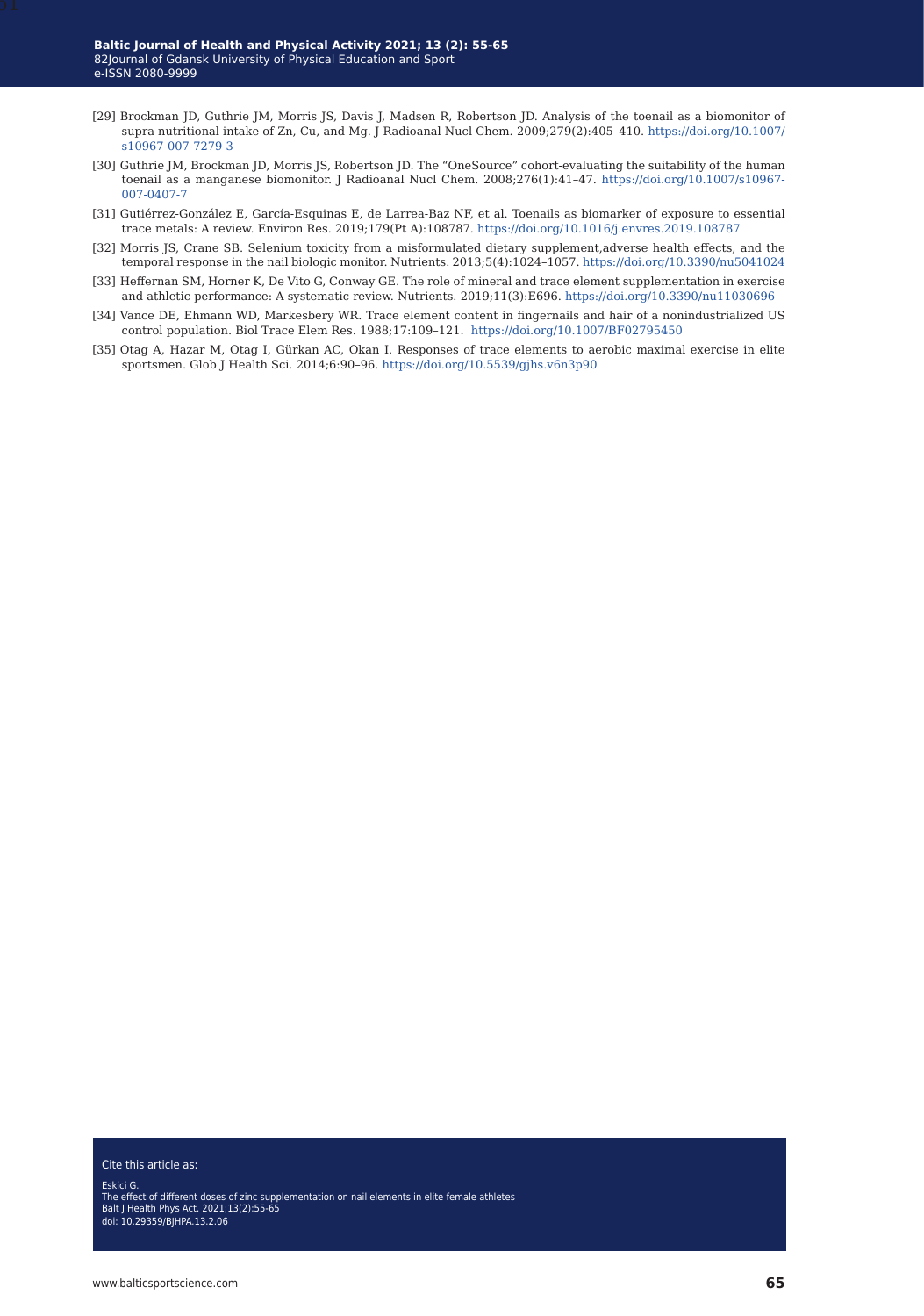[29] Brockman JD, Guthrie JM, Morris JS, Davis J, Madsen R, Robertson JD. Analysis of the toenail as a biomonitor of supra nutritional intake of Zn, Cu, and Mg. J Radioanal Nucl Chem. 2009;279(2):405–410. https://doi.org/10.1007/s10967-007-7279-3

[30] Guthrie JM, Brockman JD, Morris JS, Robertson JD. The "OneSource" cohort-evaluating the suitability of the human toenail as a manganese biomonitor. J Radioanal Nucl Chem. 2008;276(1):41–47. https://doi.org/10.1007/s10967-007-0407-7

[31] Gutiérrez-González E, García-Esquinas E, de Larrea-Baz NF, et al. Toenails as biomarker of exposure to essential trace metals: A review. Environ Res. 2019;179(Pt A):108787. https://doi.org/10.1016/j.envres.2019.108787

[32] Morris JS, Crane SB. Selenium toxicity from a misformulated dietary supplement,adverse health effects, and the temporal response in the nail biologic monitor. Nutrients. 2013;5(4):1024–1057. https://doi.org/10.3390/nu5041024

[33] Heffernan SM, Horner K, De Vito G, Conway GE. The role of mineral and trace element supplementation in exercise and athletic performance: A systematic review. Nutrients. 2019;11(3):E696. https://doi.org/10.3390/nu11030696

[34] Vance DE, Ehmann WD, Markesbery WR. Trace element content in fingernails and hair of a nonindustrialized US control population. Biol Trace Elem Res. 1988;17:109–121. https://doi.org/10.1007/BF02795450

[35] Otag A, Hazar M, Otag I, Gürkan AC, Okan I. Responses of trace elements to aerobic maximal exercise in elite sportsmen. Glob J Health Sci. 2014;6:90–96. https://doi.org/10.5539/gjhs.v6n3p90

Cite this article as:

Eskici G.
The effect of different doses of zinc supplementation on nail elements in elite female athletes
Balt J Health Phys Act. 2021;13(2):55-65
doi: 10.29359/BJHPA.13.2.06